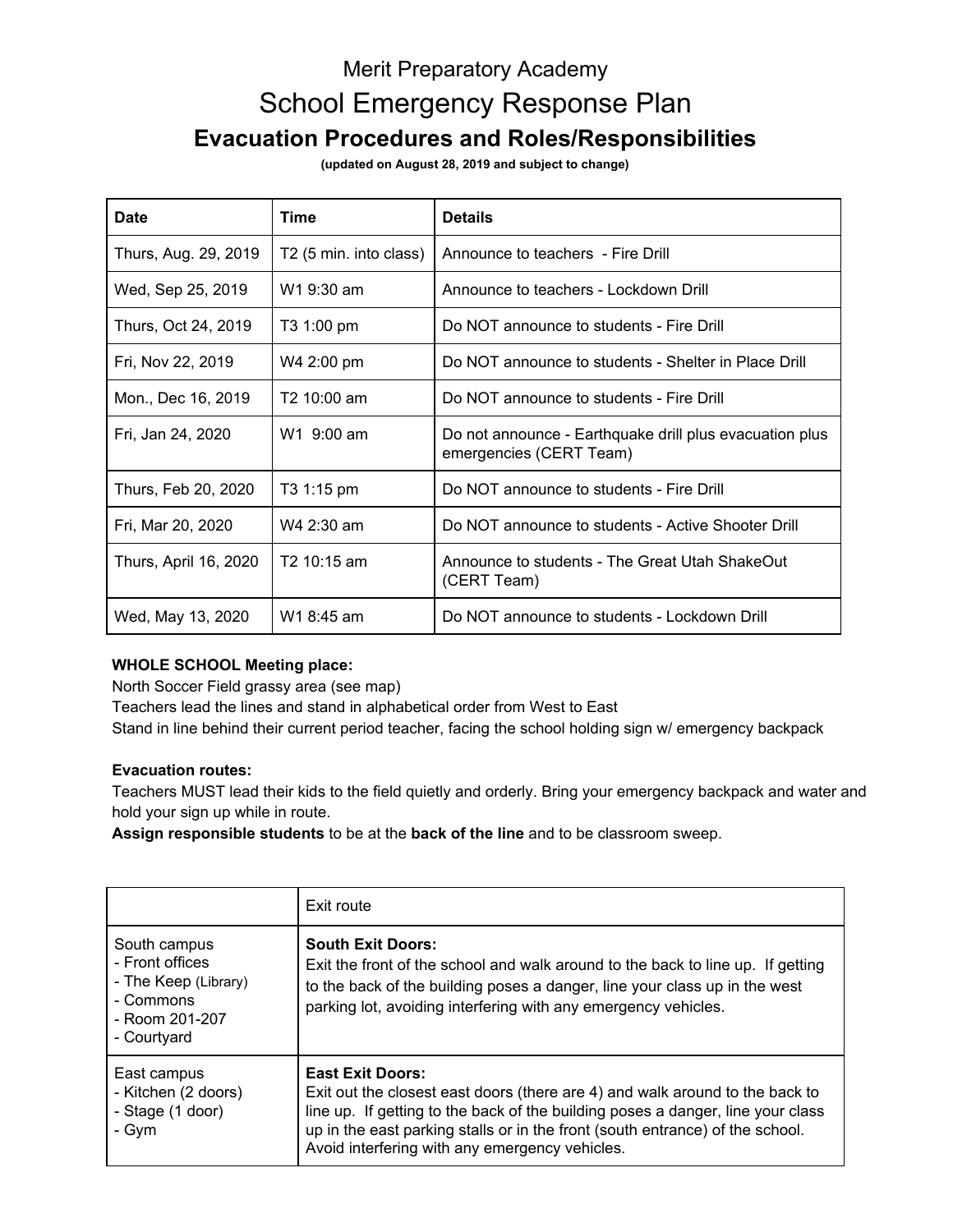# Merit Preparatory Academy

## School Emergency Response Plan

### Evacuation Procedures and Roles/Responsibilities

**(updated on August 28, 2019 and subject to change)**

| Date | Time | Details |
|---|---|---|
| Thurs, Aug. 29, 2019 | T2 (5 min. into class) | Announce to teachers - Fire Drill |
| Wed, Sep 25, 2019 | W1 9:30 am | Announce to teachers - Lockdown Drill |
| Thurs, Oct 24, 2019 | T3 1:00 pm | Do NOT announce to students - Fire Drill |
| Fri, Nov 22, 2019 | W4 2:00 pm | Do NOT announce to students - Shelter in Place Drill |
| Mon., Dec 16, 2019 | T2 10:00 am | Do NOT announce to students - Fire Drill |
| Fri, Jan 24, 2020 | W1 9:00 am | Do not announce - Earthquake drill plus evacuation plus emergencies (CERT Team) |
| Thurs, Feb 20, 2020 | T3 1:15 pm | Do NOT announce to students - Fire Drill |
| Fri, Mar 20, 2020 | W4 2:30 am | Do NOT announce to students - Active Shooter Drill |
| Thurs, April 16, 2020 | T2 10:15 am | Announce to students - The Great Utah ShakeOut (CERT Team) |
| Wed, May 13, 2020 | W1 8:45 am | Do NOT announce to students - Lockdown Drill |

**WHOLE SCHOOL Meeting place:**
North Soccer Field grassy area (see map)
Teachers lead the lines and stand in alphabetical order from West to East
Stand in line behind their current period teacher, facing the school holding sign w/ emergency backpack

**Evacuation routes:**
Teachers MUST lead their kids to the field quietly and orderly. Bring your emergency backpack and water and hold your sign up while in route.
**Assign responsible students** to be at the **back of the line** and to be classroom sweep.

| | Exit route |
|---|---|
| South campus<br>- Front offices<br>- The Keep (Library)<br>- Commons<br>- Room 201-207<br>- Courtyard | **South Exit Doors:**<br>Exit the front of the school and walk around to the back to line up. If getting to the back of the building poses a danger, line your class up in the west parking lot, avoiding interfering with any emergency vehicles. |
| East campus<br>- Kitchen (2 doors)<br>- Stage (1 door)<br>- Gym | **East Exit Doors:**<br>Exit out the closest east doors (there are 4) and walk around to the back to line up. If getting to the back of the building poses a danger, line your class up in the east parking stalls or in the front (south entrance) of the school. Avoid interfering with any emergency vehicles. |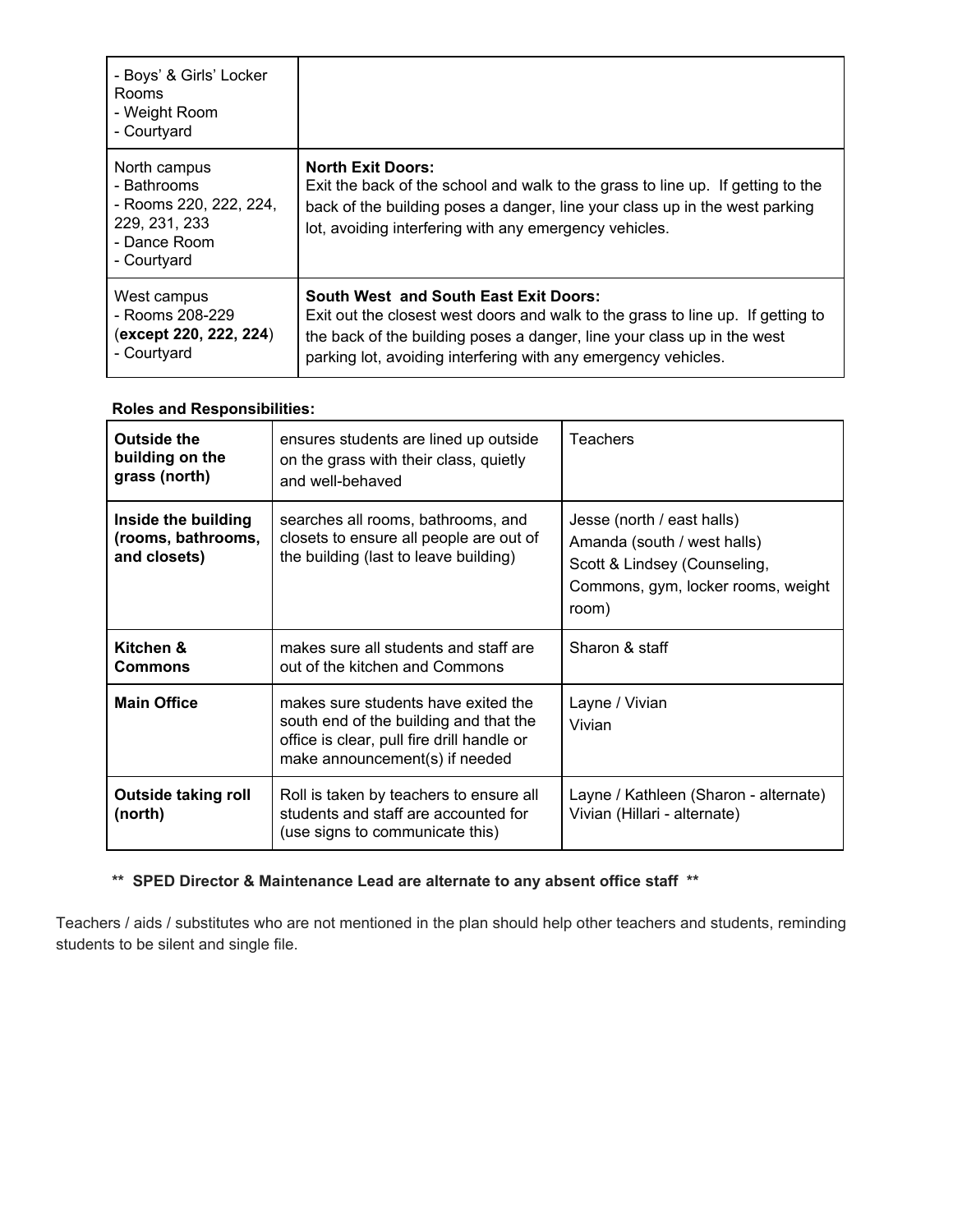| | |
|---|---|
| - Boys' & Girls' Locker Rooms<br>- Weight Room<br>- Courtyard | |
| North campus<br>- Bathrooms<br>- Rooms 220, 222, 224, 229, 231, 233<br>- Dance Room<br>- Courtyard | **North Exit Doors:**<br>Exit the back of the school and walk to the grass to line up. If getting to the back of the building poses a danger, line your class up in the west parking lot, avoiding interfering with any emergency vehicles. |
| West campus<br>- Rooms 208-229 (**except 220, 222, 224**)<br>- Courtyard | **South West and South East Exit Doors:**<br>Exit out the closest west doors and walk to the grass to line up. If getting to the back of the building poses a danger, line your class up in the west parking lot, avoiding interfering with any emergency vehicles. |

**Roles and Responsibilities:**

| | | |
|---|---|---|
| **Outside the building on the grass (north)** | ensures students are lined up outside on the grass with their class, quietly and well-behaved | Teachers |
| **Inside the building (rooms, bathrooms, and closets)** | searches all rooms, bathrooms, and closets to ensure all people are out of the building (last to leave building) | Jesse (north / east halls)<br>Amanda (south / west halls)<br>Scott & Lindsey (Counseling, Commons, gym, locker rooms, weight room) |
| **Kitchen & Commons** | makes sure all students and staff are out of the kitchen and Commons | Sharon & staff |
| **Main Office** | makes sure students have exited the south end of the building and that the office is clear, pull fire drill handle or make announcement(s) if needed | Layne / Vivian<br>Vivian |
| **Outside taking roll (north)** | Roll is taken by teachers to ensure all students and staff are accounted for (use signs to communicate this) | Layne / Kathleen (Sharon - alternate)<br>Vivian (Hillari - alternate) |

**\*\* SPED Director & Maintenance Lead are alternate to any absent office staff \*\***

Teachers / aids / substitutes who are not mentioned in the plan should help other teachers and students, reminding students to be silent and single file.